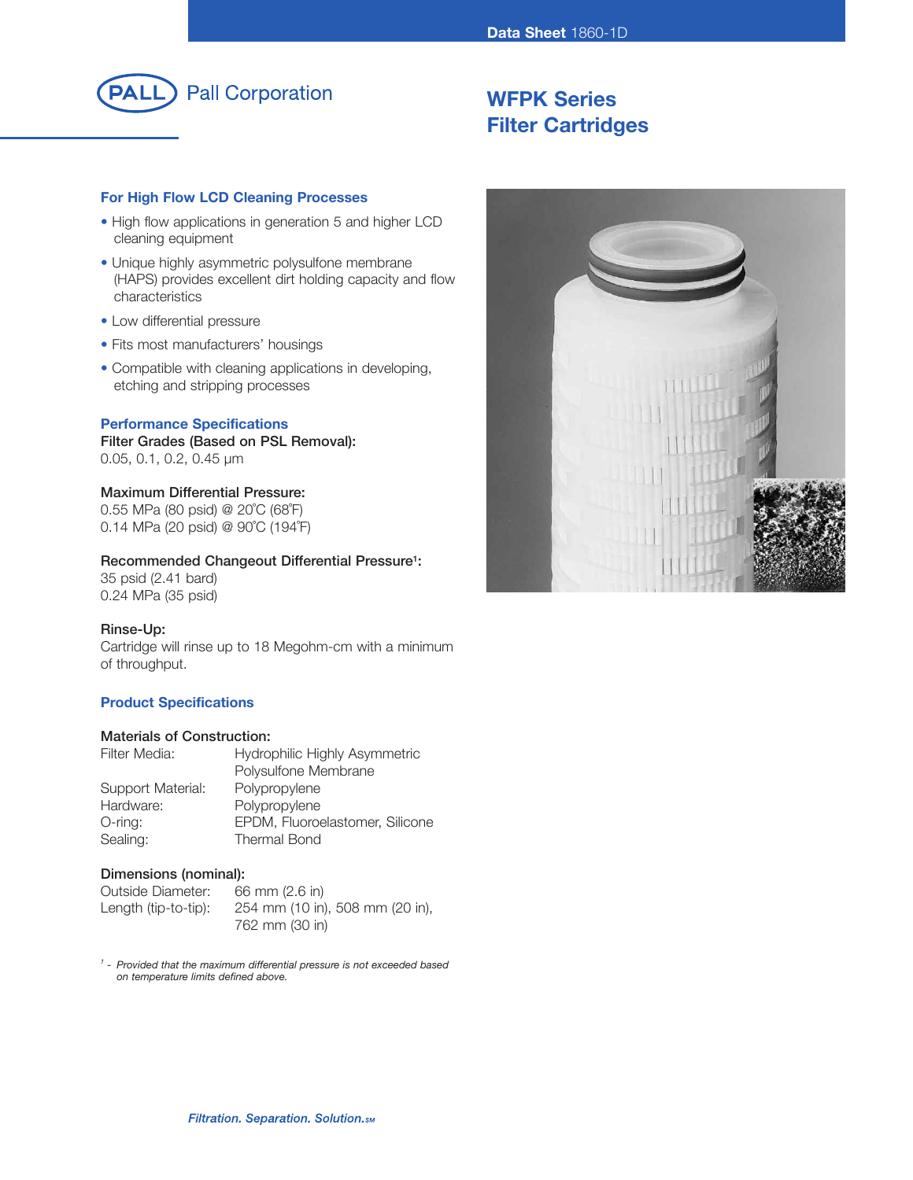Data Sheet 1860-1D

Pall Corporation

# WFPK Series Filter Cartridges

## For High Flow LCD Cleaning Processes

- High flow applications in generation 5 and higher LCD cleaning equipment
- Unique highly asymmetric polysulfone membrane (HAPS) provides excellent dirt holding capacity and flow characteristics
- Low differential pressure
- Fits most manufacturers' housings
- Compatible with cleaning applications in developing, etching and stripping processes

## Performance Specifications

**Filter Grades (Based on PSL Removal):**
0.05, 0.1, 0.2, 0.45 µm

**Maximum Differential Pressure:**
0.55 MPa (80 psid) @ 20˚C (68˚F)
0.14 MPa (20 psid) @ 90˚C (194˚F)

**Recommended Changeout Differential Pressure[1]:**
35 psid (2.41 bard)
0.24 MPa (35 psid)

**Rinse-Up:**
Cartridge will rinse up to 18 Megohm-cm with a minimum of throughput.

## Product Specifications

**Materials of Construction:**

| | |
|---|---|
| Filter Media: | Hydrophilic Highly Asymmetric Polysulfone Membrane |
| Support Material: | Polypropylene |
| Hardware: | Polypropylene |
| O-ring: | EPDM, Fluoroelastomer, Silicone |
| Sealing: | Thermal Bond |

**Dimensions (nominal):**

| | |
|---|---|
| Outside Diameter: | 66 mm (2.6 in) |
| Length (tip-to-tip): | 254 mm (10 in), 508 mm (20 in), 762 mm (30 in) |

[1] - *Provided that the maximum differential pressure is not exceeded based on temperature limits defined above.*

*Filtration. Separation. Solution.SM*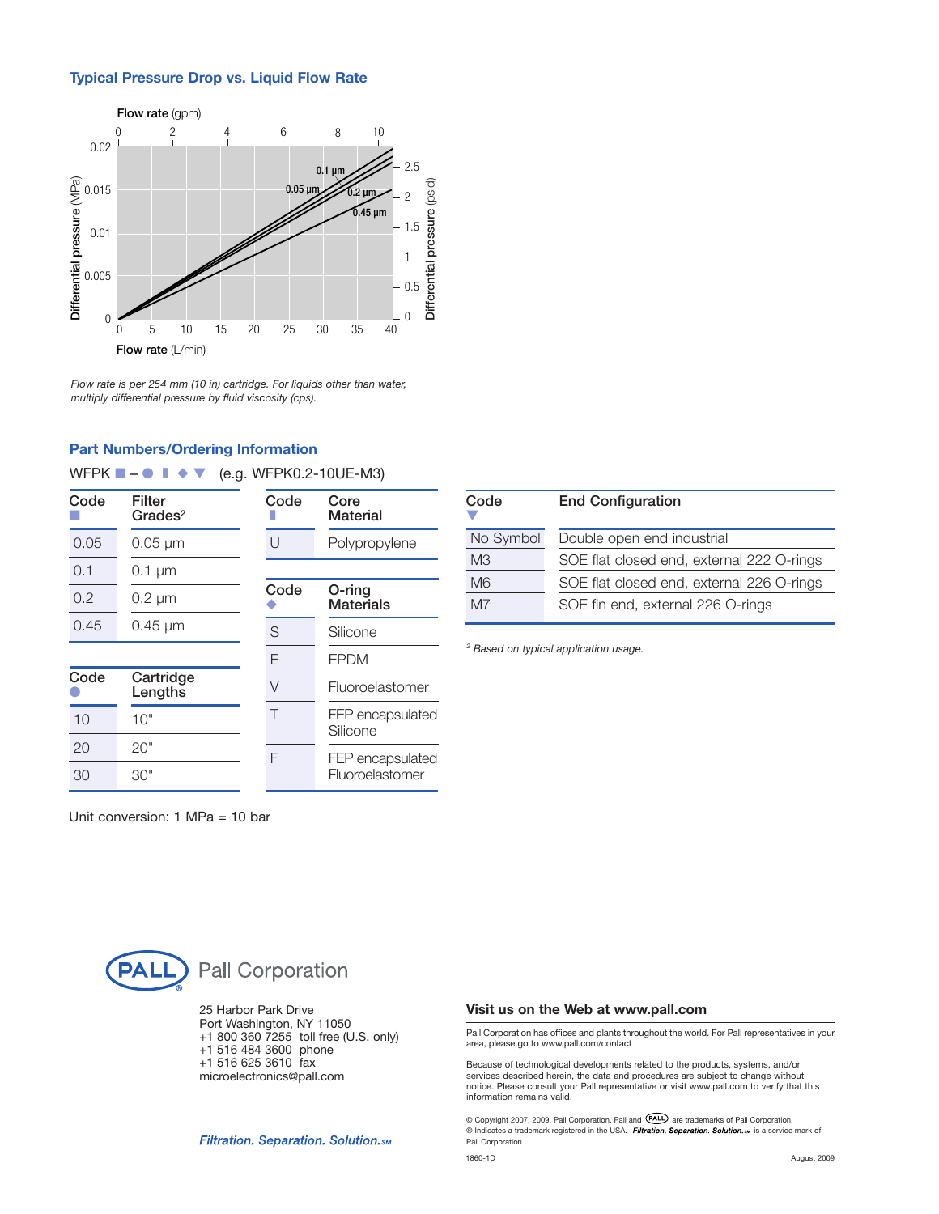## Typical Pressure Drop vs. Liquid Flow Rate

Flow rate (gpm)

0 2 4 6 8 10

Differential pressure (MPa)

0.02 0.015 0.01 0.005 0

Differential pressure (psid)

2.5 2 1.5 1 0.5 0

0.1 µm
0.05 µm
0.2 µm
0.45 µm

0 5 10 15 20 25 30 35 40

Flow rate (L/min)

*Flow rate is per 254 mm (10 in) cartridge. For liquids other than water, multiply differential pressure by fluid viscosity (cps).*

## Part Numbers/Ordering Information

WFPK ■ – ● ▮ ◆ ▼ (e.g. WFPK0.2-10UE-M3)

| Code ■ | Filter Grades[2] |
|---|---|
| 0.05 | 0.05 µm |
| 0.1 | 0.1 µm |
| 0.2 | 0.2 µm |
| 0.45 | 0.45 µm |

| Code ● | Cartridge Lengths |
|---|---|
| 10 | 10" |
| 20 | 20" |
| 30 | 30" |

| Code ▮ | Core Material |
|---|---|
| U | Polypropylene |

| Code ◆ | O-ring Materials |
|---|---|
| S | Silicone |
| E | EPDM |
| V | Fluoroelastomer |
| T | FEP encapsulated Silicone |
| F | FEP encapsulated Fluoroelastomer |

| Code ▼ | End Configuration |
|---|---|
| No Symbol | Double open end industrial |
| M3 | SOE flat closed end, external 222 O-rings |
| M6 | SOE flat closed end, external 226 O-rings |
| M7 | SOE fin end, external 226 O-rings |

[2] *Based on typical application usage.*

Unit conversion: 1 MPa = 10 bar

PALL Pall Corporation

25 Harbor Park Drive
Port Washington, NY 11050
+1 800 360 7255 toll free (U.S. only)
+1 516 484 3600 phone
+1 516 625 3610 fax
microelectronics@pall.com

*Filtration. Separation. Solution.SM*

### Visit us on the Web at www.pall.com

Pall Corporation has offices and plants throughout the world. For Pall representatives in your area, please go to www.pall.com/contact

Because of technological developments related to the products, systems, and/or services described herein, the data and procedures are subject to change without notice. Please consult your Pall representative or visit www.pall.com to verify that this information remains valid.

© Copyright 2007, 2009, Pall Corporation. Pall and PALL are trademarks of Pall Corporation.
® Indicates a trademark registered in the USA. *Filtration. Separation. Solution.SM* is a service mark of Pall Corporation.

1860-1D August 2009